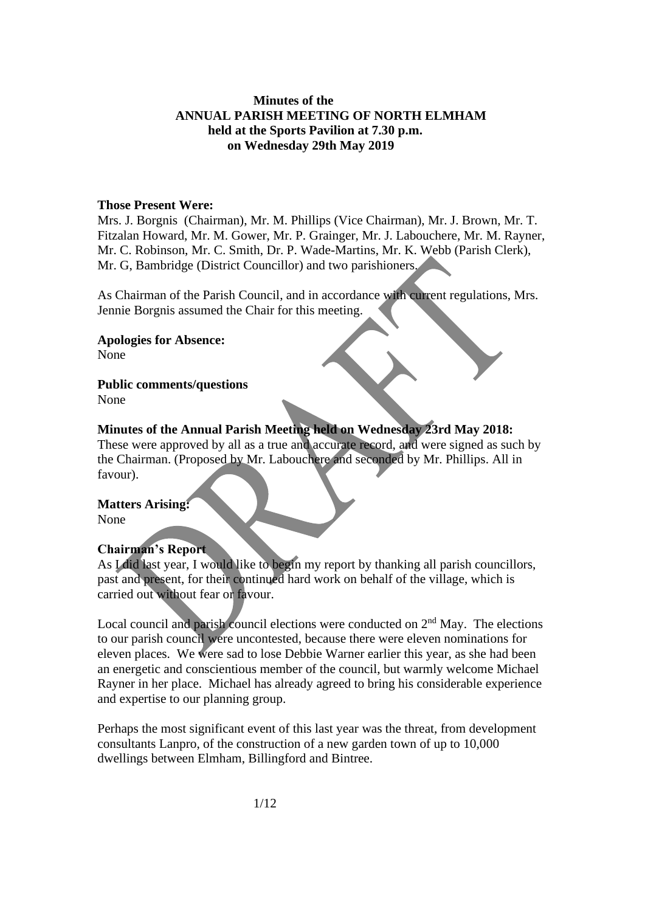# Minutes of the ANNUAL PARISH MEETING OF NORTH ELMHAM held at the Sports Pavilion at 7.30 p.m. on Wednesday 29th May 2019

**Those Present Were:**
Mrs. J. Borgnis (Chairman), Mr. M. Phillips (Vice Chairman), Mr. J. Brown, Mr. T. Fitzalan Howard, Mr. M. Gower, Mr. P. Grainger, Mr. J. Labouchere, Mr. M. Rayner, Mr. C. Robinson, Mr. C. Smith, Dr. P. Wade-Martins, Mr. K. Webb (Parish Clerk), Mr. G, Bambridge (District Councillor) and two parishioners.

As Chairman of the Parish Council, and in accordance with current regulations, Mrs. Jennie Borgnis assumed the Chair for this meeting.

**Apologies for Absence:**
None

**Public comments/questions**
None

**Minutes of the Annual Parish Meeting held on Wednesday 23rd May 2018:**
These were approved by all as a true and accurate record, and were signed as such by the Chairman. (Proposed by Mr. Labouchere and seconded by Mr. Phillips. All in favour).

**Matters Arising:**
None

**Chairman's Report**
As I did last year, I would like to begin my report by thanking all parish councillors, past and present, for their continued hard work on behalf of the village, which is carried out without fear or favour.

Local council and parish council elections were conducted on 2nd May. The elections to our parish council were uncontested, because there were eleven nominations for eleven places. We were sad to lose Debbie Warner earlier this year, as she had been an energetic and conscientious member of the council, but warmly welcome Michael Rayner in her place. Michael has already agreed to bring his considerable experience and expertise to our planning group.

Perhaps the most significant event of this last year was the threat, from development consultants Lanpro, of the construction of a new garden town of up to 10,000 dwellings between Elmham, Billingford and Bintree.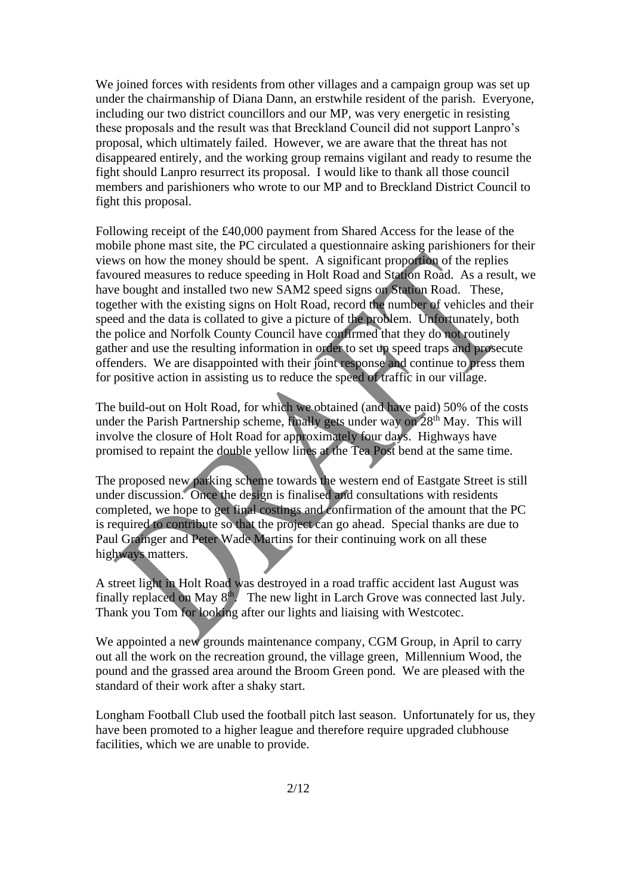We joined forces with residents from other villages and a campaign group was set up under the chairmanship of Diana Dann, an erstwhile resident of the parish. Everyone, including our two district councillors and our MP, was very energetic in resisting these proposals and the result was that Breckland Council did not support Lanpro's proposal, which ultimately failed. However, we are aware that the threat has not disappeared entirely, and the working group remains vigilant and ready to resume the fight should Lanpro resurrect its proposal. I would like to thank all those council members and parishioners who wrote to our MP and to Breckland District Council to fight this proposal.

Following receipt of the £40,000 payment from Shared Access for the lease of the mobile phone mast site, the PC circulated a questionnaire asking parishioners for their views on how the money should be spent. A significant proportion of the replies favoured measures to reduce speeding in Holt Road and Station Road. As a result, we have bought and installed two new SAM2 speed signs on Station Road. These, together with the existing signs on Holt Road, record the number of vehicles and their speed and the data is collated to give a picture of the problem. Unfortunately, both the police and Norfolk County Council have confirmed that they do not routinely gather and use the resulting information in order to set up speed traps and prosecute offenders. We are disappointed with their joint response and continue to press them for positive action in assisting us to reduce the speed of traffic in our village.

The build-out on Holt Road, for which we obtained (and have paid) 50% of the costs under the Parish Partnership scheme, finally gets under way on 28th May. This will involve the closure of Holt Road for approximately four days. Highways have promised to repaint the double yellow lines at the Tea Post bend at the same time.

The proposed new parking scheme towards the western end of Eastgate Street is still under discussion. Once the design is finalised and consultations with residents completed, we hope to get final costings and confirmation of the amount that the PC is required to contribute so that the project can go ahead. Special thanks are due to Paul Grainger and Peter Wade Martins for their continuing work on all these highways matters.

A street light in Holt Road was destroyed in a road traffic accident last August was finally replaced on May 8th. The new light in Larch Grove was connected last July. Thank you Tom for looking after our lights and liaising with Westcotec.

We appointed a new grounds maintenance company, CGM Group, in April to carry out all the work on the recreation ground, the village green, Millennium Wood, the pound and the grassed area around the Broom Green pond. We are pleased with the standard of their work after a shaky start.

Longham Football Club used the football pitch last season. Unfortunately for us, they have been promoted to a higher league and therefore require upgraded clubhouse facilities, which we are unable to provide.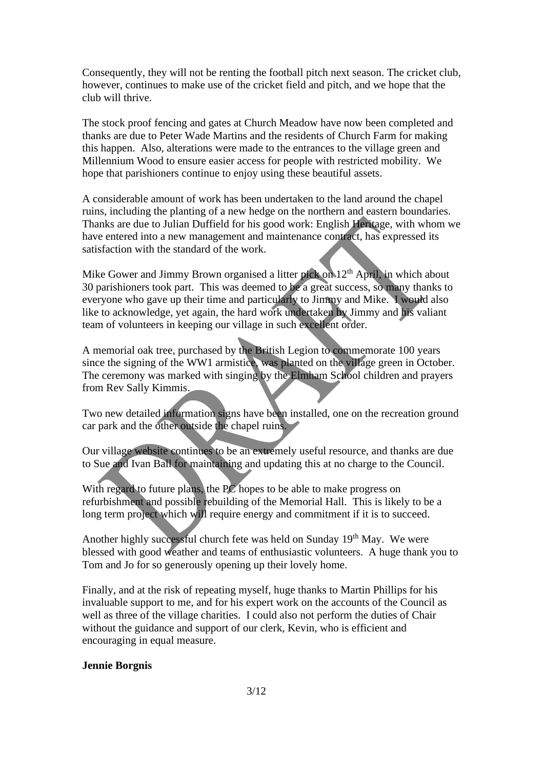Consequently, they will not be renting the football pitch next season. The cricket club, however, continues to make use of the cricket field and pitch, and we hope that the club will thrive.

The stock proof fencing and gates at Church Meadow have now been completed and thanks are due to Peter Wade Martins and the residents of Church Farm for making this happen. Also, alterations were made to the entrances to the village green and Millennium Wood to ensure easier access for people with restricted mobility. We hope that parishioners continue to enjoy using these beautiful assets.

A considerable amount of work has been undertaken to the land around the chapel ruins, including the planting of a new hedge on the northern and eastern boundaries. Thanks are due to Julian Duffield for his good work: English Heritage, with whom we have entered into a new management and maintenance contract, has expressed its satisfaction with the standard of the work.

Mike Gower and Jimmy Brown organised a litter pick on 12th April, in which about 30 parishioners took part. This was deemed to be a great success, so many thanks to everyone who gave up their time and particularly to Jimmy and Mike. I would also like to acknowledge, yet again, the hard work undertaken by Jimmy and his valiant team of volunteers in keeping our village in such excellent order.

A memorial oak tree, purchased by the British Legion to commemorate 100 years since the signing of the WW1 armistice, was planted on the village green in October. The ceremony was marked with singing by the Elmham School children and prayers from Rev Sally Kimmis.

Two new detailed information signs have been installed, one on the recreation ground car park and the other outside the chapel ruins.

Our village website continues to be an extremely useful resource, and thanks are due to Sue and Ivan Ball for maintaining and updating this at no charge to the Council.

With regard to future plans, the PC hopes to be able to make progress on refurbishment and possible rebuilding of the Memorial Hall. This is likely to be a long term project which will require energy and commitment if it is to succeed.

Another highly successful church fete was held on Sunday 19th May. We were blessed with good weather and teams of enthusiastic volunteers. A huge thank you to Tom and Jo for so generously opening up their lovely home.

Finally, and at the risk of repeating myself, huge thanks to Martin Phillips for his invaluable support to me, and for his expert work on the accounts of the Council as well as three of the village charities. I could also not perform the duties of Chair without the guidance and support of our clerk, Kevin, who is efficient and encouraging in equal measure.

**Jennie Borgnis**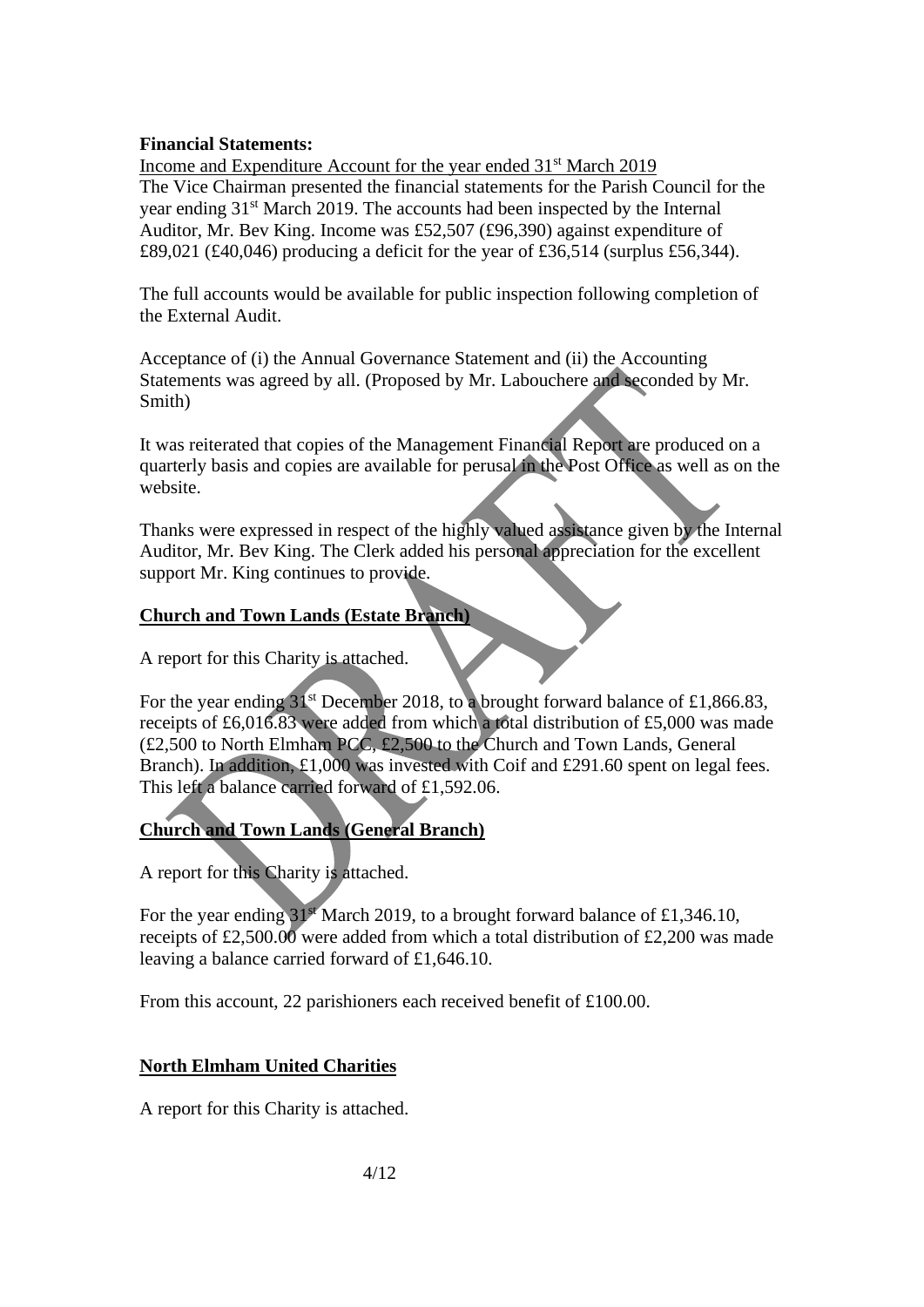**Financial Statements:**

Income and Expenditure Account for the year ended 31st March 2019

The Vice Chairman presented the financial statements for the Parish Council for the year ending 31st March 2019. The accounts had been inspected by the Internal Auditor, Mr. Bev King. Income was £52,507 (£96,390) against expenditure of £89,021 (£40,046) producing a deficit for the year of £36,514 (surplus £56,344).

The full accounts would be available for public inspection following completion of the External Audit.

Acceptance of (i) the Annual Governance Statement and (ii) the Accounting Statements was agreed by all. (Proposed by Mr. Labouchere and seconded by Mr. Smith)

It was reiterated that copies of the Management Financial Report are produced on a quarterly basis and copies are available for perusal in the Post Office as well as on the website.

Thanks were expressed in respect of the highly valued assistance given by the Internal Auditor, Mr. Bev King. The Clerk added his personal appreciation for the excellent support Mr. King continues to provide.

**Church and Town Lands (Estate Branch)**

A report for this Charity is attached.

For the year ending 31st December 2018, to a brought forward balance of £1,866.83, receipts of £6,016.83 were added from which a total distribution of £5,000 was made (£2,500 to North Elmham PCC, £2,500 to the Church and Town Lands, General Branch). In addition, £1,000 was invested with Coif and £291.60 spent on legal fees. This left a balance carried forward of £1,592.06.

**Church and Town Lands (General Branch)**

A report for this Charity is attached.

For the year ending 31st March 2019, to a brought forward balance of £1,346.10, receipts of £2,500.00 were added from which a total distribution of £2,200 was made leaving a balance carried forward of £1,646.10.

From this account, 22 parishioners each received benefit of £100.00.

**North Elmham United Charities**

A report for this Charity is attached.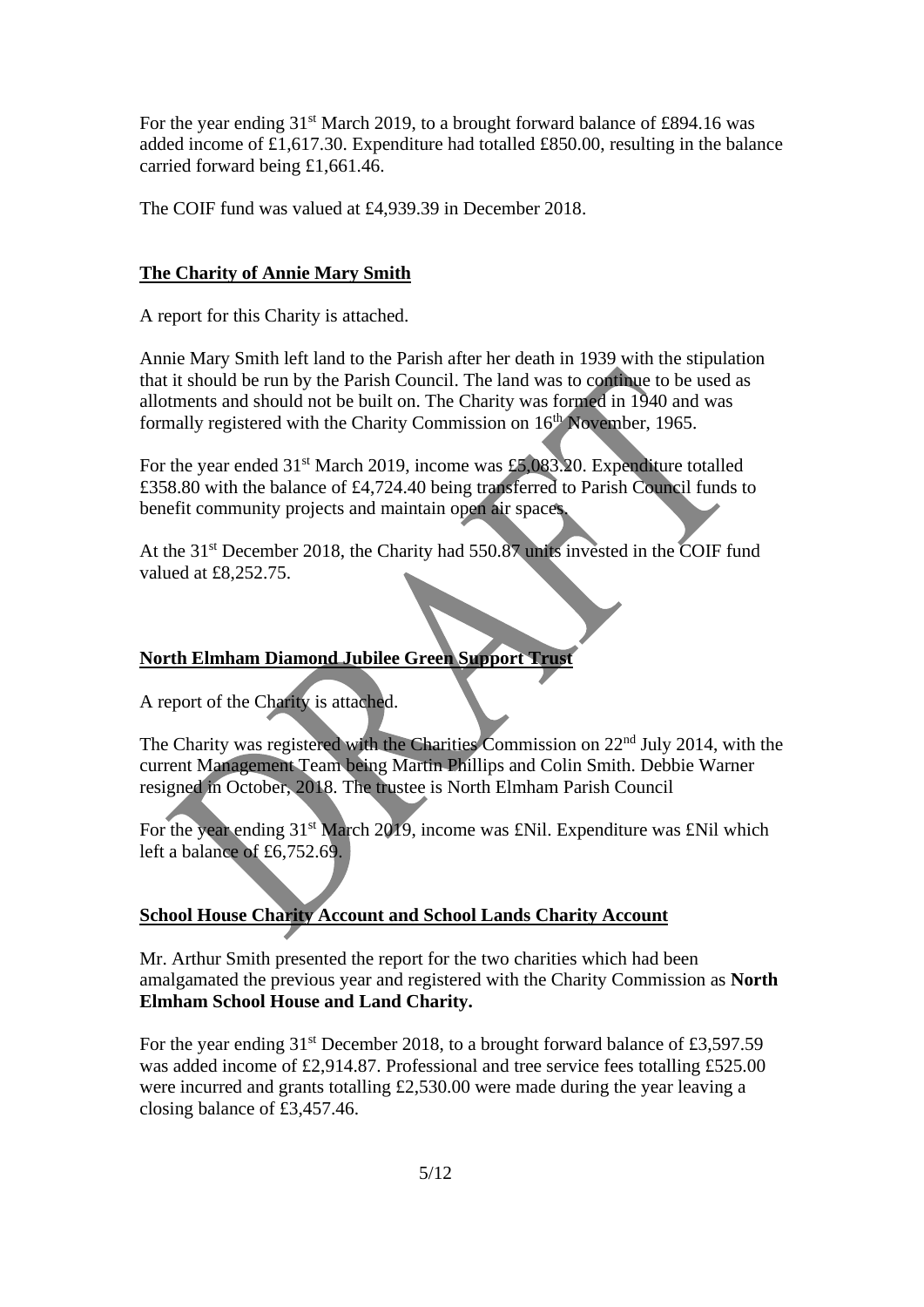For the year ending 31st March 2019, to a brought forward balance of £894.16 was added income of £1,617.30. Expenditure had totalled £850.00, resulting in the balance carried forward being £1,661.46.

The COIF fund was valued at £4,939.39 in December 2018.

## The Charity of Annie Mary Smith

A report for this Charity is attached.

Annie Mary Smith left land to the Parish after her death in 1939 with the stipulation that it should be run by the Parish Council. The land was to continue to be used as allotments and should not be built on. The Charity was formed in 1940 and was formally registered with the Charity Commission on 16th November, 1965.

For the year ended 31st March 2019, income was £5,083.20. Expenditure totalled £358.80 with the balance of £4,724.40 being transferred to Parish Council funds to benefit community projects and maintain open air spaces.

At the 31st December 2018, the Charity had 550.87 units invested in the COIF fund valued at £8,252.75.

## North Elmham Diamond Jubilee Green Support Trust

A report of the Charity is attached.

The Charity was registered with the Charities Commission on 22nd July 2014, with the current Management Team being Martin Phillips and Colin Smith. Debbie Warner resigned in October, 2018. The trustee is North Elmham Parish Council

For the year ending 31st March 2019, income was £Nil. Expenditure was £Nil which left a balance of £6,752.69.

## School House Charity Account and School Lands Charity Account

Mr. Arthur Smith presented the report for the two charities which had been amalgamated the previous year and registered with the Charity Commission as **North Elmham School House and Land Charity.**

For the year ending 31st December 2018, to a brought forward balance of £3,597.59 was added income of £2,914.87. Professional and tree service fees totalling £525.00 were incurred and grants totalling £2,530.00 were made during the year leaving a closing balance of £3,457.46.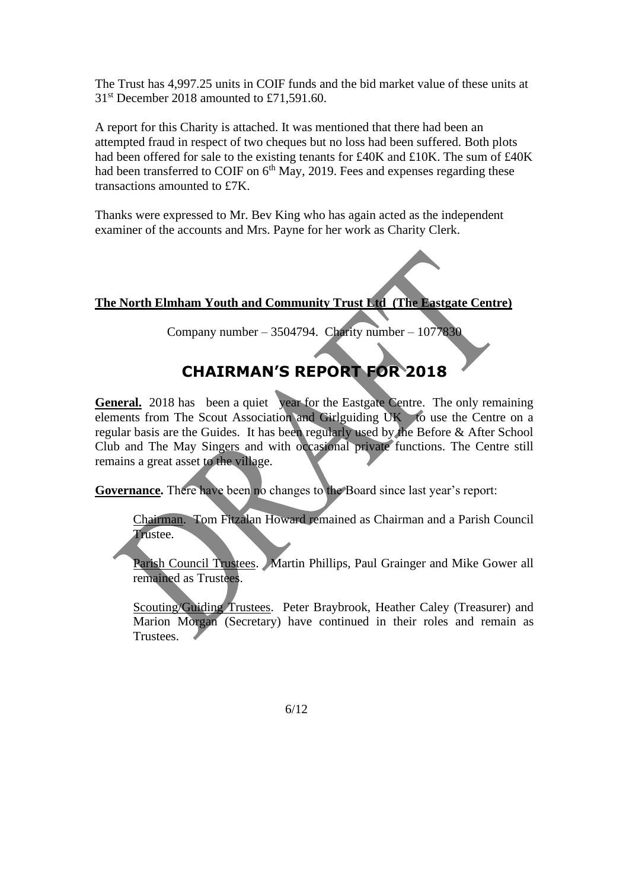The Trust has 4,997.25 units in COIF funds and the bid market value of these units at 31st December 2018 amounted to £71,591.60.

A report for this Charity is attached. It was mentioned that there had been an attempted fraud in respect of two cheques but no loss had been suffered. Both plots had been offered for sale to the existing tenants for £40K and £10K. The sum of £40K had been transferred to COIF on 6th May, 2019. Fees and expenses regarding these transactions amounted to £7K.

Thanks were expressed to Mr. Bev King who has again acted as the independent examiner of the accounts and Mrs. Payne for her work as Charity Clerk.

**The North Elmham Youth and Community Trust Ltd (The Eastgate Centre)**

Company number – 3504794. Charity number – 1077830

## CHAIRMAN'S REPORT FOR 2018

**General.** 2018 has been a quiet year for the Eastgate Centre. The only remaining elements from The Scout Association and Girlguiding UK to use the Centre on a regular basis are the Guides. It has been regularly used by the Before & After School Club and The May Singers and with occasional private functions. The Centre still remains a great asset to the village.

**Governance.** There have been no changes to the Board since last year's report:

Chairman. Tom Fitzalan Howard remained as Chairman and a Parish Council Trustee.

Parish Council Trustees. Martin Phillips, Paul Grainger and Mike Gower all remained as Trustees.

Scouting/Guiding Trustees. Peter Braybrook, Heather Caley (Treasurer) and Marion Morgan (Secretary) have continued in their roles and remain as Trustees.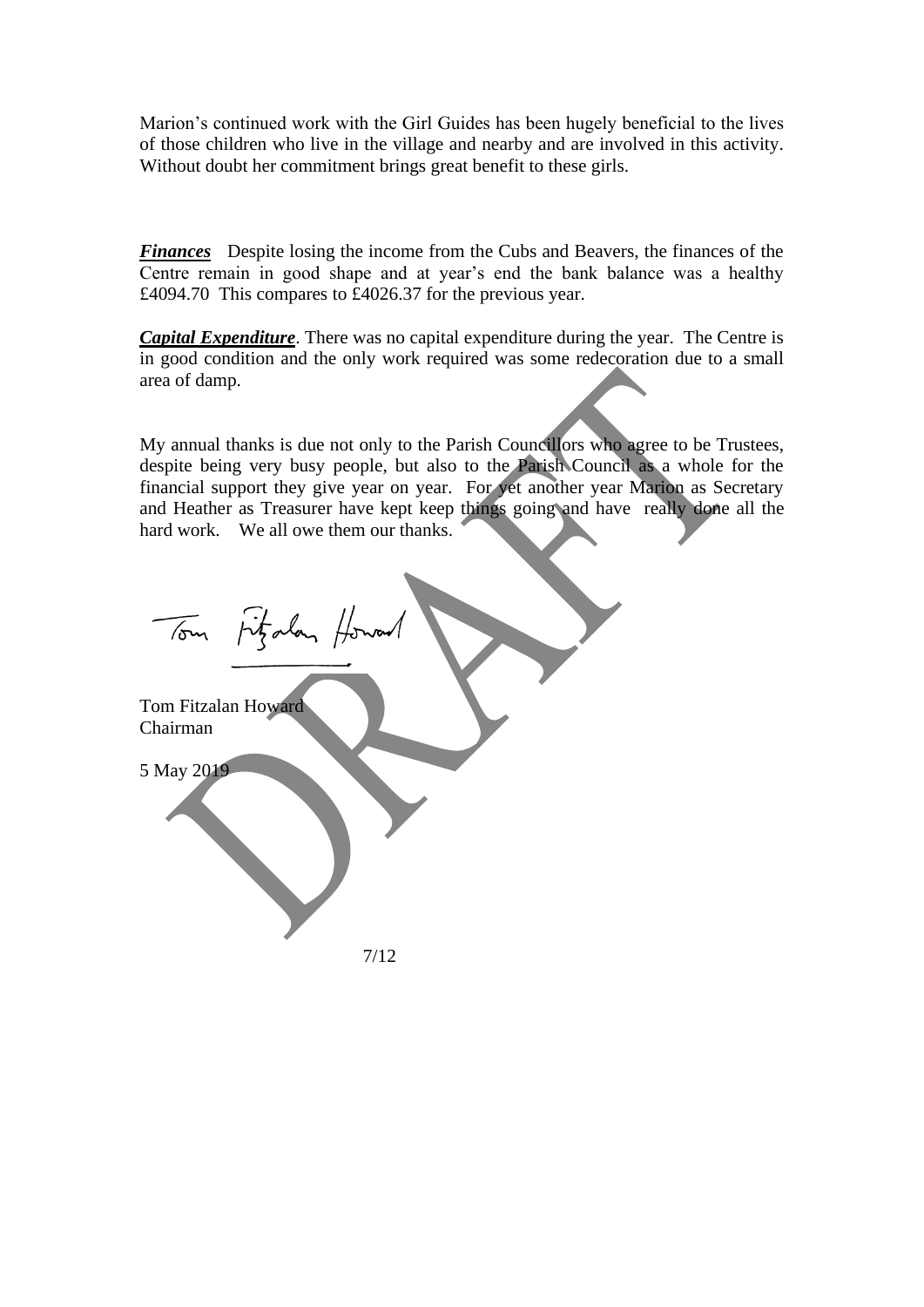Marion's continued work with the Girl Guides has been hugely beneficial to the lives of those children who live in the village and nearby and are involved in this activity. Without doubt her commitment brings great benefit to these girls.

***Finances*** Despite losing the income from the Cubs and Beavers, the finances of the Centre remain in good shape and at year's end the bank balance was a healthy £4094.70 This compares to £4026.37 for the previous year.

***Capital Expenditure***. There was no capital expenditure during the year. The Centre is in good condition and the only work required was some redecoration due to a small area of damp.

My annual thanks is due not only to the Parish Councillors who agree to be Trustees, despite being very busy people, but also to the Parish Council as a whole for the financial support they give year on year. For yet another year Marion as Secretary and Heather as Treasurer have kept keep things going and have really done all the hard work. We all owe them our thanks.

Tom Fitzalan Howard

Tom Fitzalan Howard
Chairman

5 May 2019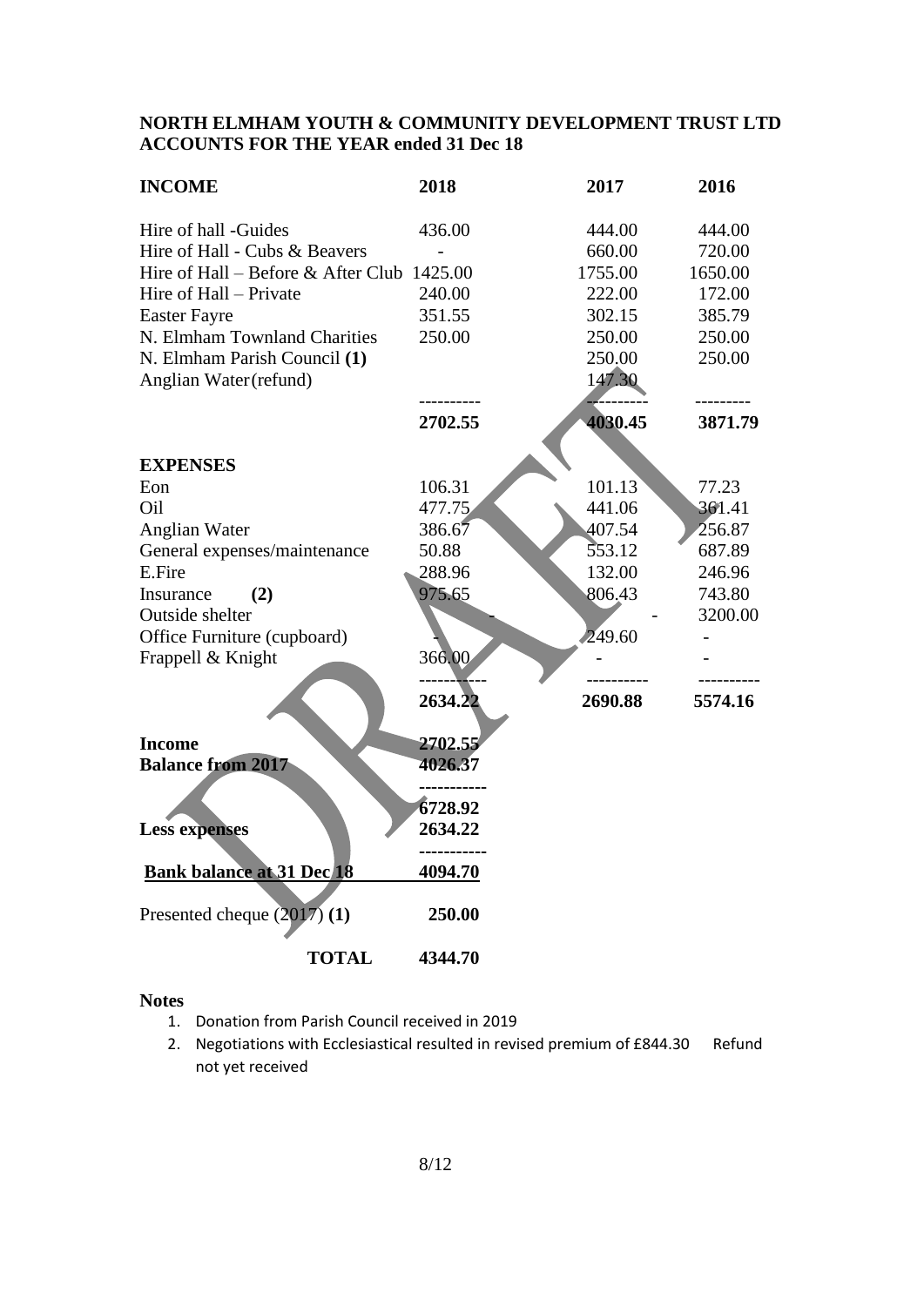**NORTH ELMHAM YOUTH & COMMUNITY DEVELOPMENT TRUST LTD**
**ACCOUNTS FOR THE YEAR ended 31 Dec 18**

| **INCOME** | **2018** | **2017** | **2016** |
|---|---|---|---|
| Hire of hall -Guides | 436.00 | 444.00 | 444.00 |
| Hire of Hall - Cubs & Beavers | - | 660.00 | 720.00 |
| Hire of Hall – Before & After Club | 1425.00 | 1755.00 | 1650.00 |
| Hire of Hall – Private | 240.00 | 222.00 | 172.00 |
| Easter Fayre | 351.55 | 302.15 | 385.79 |
| N. Elmham Townland Charities | 250.00 | 250.00 | 250.00 |
| N. Elmham Parish Council **(1)** | | 250.00 | 250.00 |
| Anglian Water(refund) | | 147.30 | |
| | ---------- | --------- | --------- |
| | **2702.55** | **4030.45** | **3871.79** |
| **EXPENSES** | | | |
| Eon | 106.31 | 101.13 | 77.23 |
| Oil | 477.75 | 441.06 | 361.41 |
| Anglian Water | 386.67 | 407.54 | 256.87 |
| General expenses/maintenance | 50.88 | 553.12 | 687.89 |
| E.Fire | 288.96 | 132.00 | 246.96 |
| Insurance **(2)** | 975.65 | 806.43 | 743.80 |
| Outside shelter | - | - | 3200.00 |
| Office Furniture (cupboard) | | 249.60 | - |
| Frappell & Knight | 366.00 | - | - |
| | ----------- | ---------- | ---------- |
| | **2634.22** | **2690.88** | **5574.16** |

| | |
|---|---|
| **Income** | **2702.55** |
| **Balance from 2017** | **4026.37** |
| | ----------- |
| | **6728.92** |
| **Less expenses** | **2634.22** |
| | ----------- |
| **Bank balance at 31 Dec 18** | **4094.70** |
| Presented cheque (2017) **(1)** | **250.00** |
| **TOTAL** | **4344.70** |

**Notes**

1. Donation from Parish Council received in 2019
2. Negotiations with Ecclesiastical resulted in revised premium of £844.30 Refund not yet received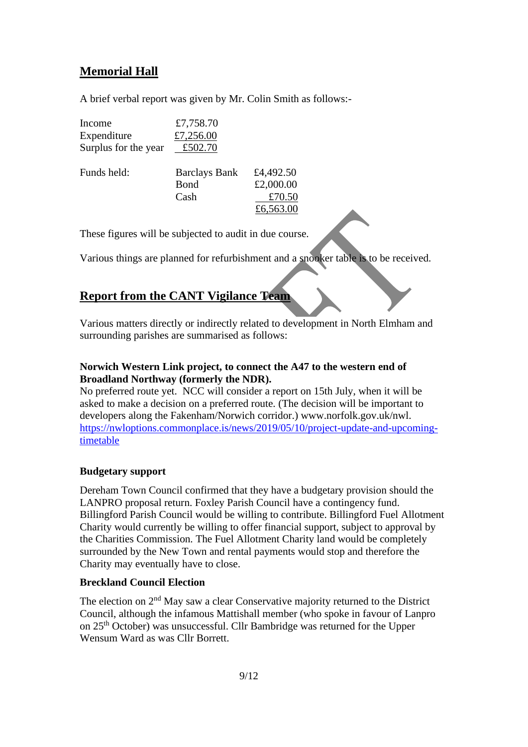## Memorial Hall

A brief verbal report was given by Mr. Colin Smith as follows:-

| | | |
|---|---|---|
| Income | £7,758.70 | |
| Expenditure | £7,256.00 | |
| Surplus for the year | £502.70 | |

| | | |
|---|---|---|
| Funds held: | Barclays Bank | £4,492.50 |
| | Bond | £2,000.00 |
| | Cash | £70.50 |
| | | £6,563.00 |

These figures will be subjected to audit in due course.

Various things are planned for refurbishment and a snooker table is to be received.

## Report from the CANT Vigilance Team

Various matters directly or indirectly related to development in North Elmham and surrounding parishes are summarised as follows:

**Norwich Western Link project, to connect the A47 to the western end of Broadland Northway (formerly the NDR).**

No preferred route yet. NCC will consider a report on 15th July, when it will be asked to make a decision on a preferred route. (The decision will be important to developers along the Fakenham/Norwich corridor.) www.norfolk.gov.uk/nwl. https://nwloptions.commonplace.is/news/2019/05/10/project-update-and-upcoming-timetable

**Budgetary support**

Dereham Town Council confirmed that they have a budgetary provision should the LANPRO proposal return. Foxley Parish Council have a contingency fund. Billingford Parish Council would be willing to contribute. Billingford Fuel Allotment Charity would currently be willing to offer financial support, subject to approval by the Charities Commission. The Fuel Allotment Charity land would be completely surrounded by the New Town and rental payments would stop and therefore the Charity may eventually have to close.

**Breckland Council Election**

The election on 2nd May saw a clear Conservative majority returned to the District Council, although the infamous Mattishall member (who spoke in favour of Lanpro on 25th October) was unsuccessful. Cllr Bambridge was returned for the Upper Wensum Ward as was Cllr Borrett.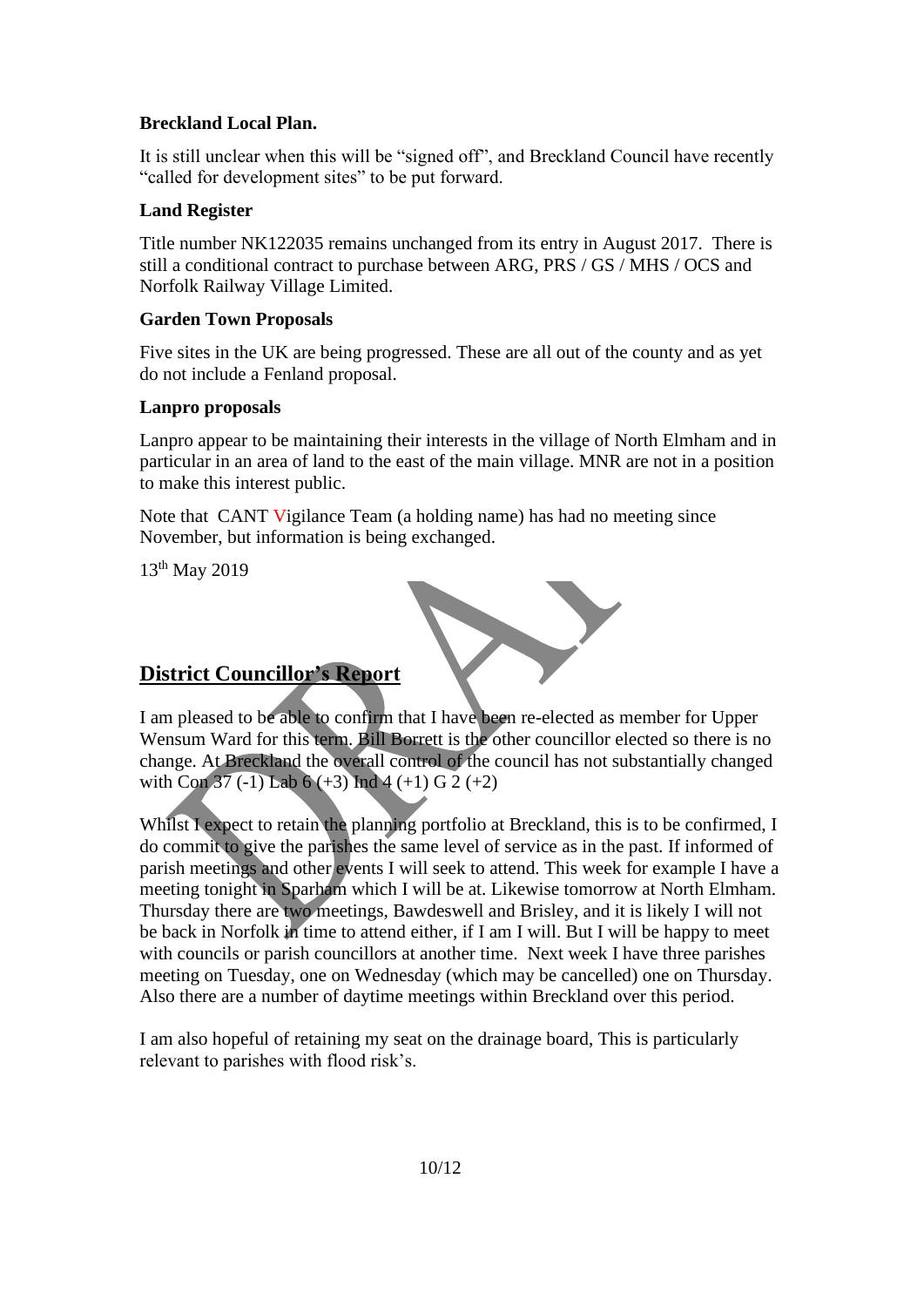**Breckland Local Plan.**

It is still unclear when this will be "signed off", and Breckland Council have recently "called for development sites" to be put forward.

**Land Register**

Title number NK122035 remains unchanged from its entry in August 2017. There is still a conditional contract to purchase between ARG, PRS / GS / MHS / OCS and Norfolk Railway Village Limited.

**Garden Town Proposals**

Five sites in the UK are being progressed. These are all out of the county and as yet do not include a Fenland proposal.

**Lanpro proposals**

Lanpro appear to be maintaining their interests in the village of North Elmham and in particular in an area of land to the east of the main village. MNR are not in a position to make this interest public.

Note that CANT Vigilance Team (a holding name) has had no meeting since November, but information is being exchanged.

13th May 2019

## District Councillor's Report

I am pleased to be able to confirm that I have been re-elected as member for Upper Wensum Ward for this term. Bill Borrett is the other councillor elected so there is no change. At Breckland the overall control of the council has not substantially changed with Con 37 (-1) Lab 6 (+3) Ind 4 (+1) G 2 (+2)

Whilst I expect to retain the planning portfolio at Breckland, this is to be confirmed, I do commit to give the parishes the same level of service as in the past. If informed of parish meetings and other events I will seek to attend. This week for example I have a meeting tonight in Sparham which I will be at. Likewise tomorrow at North Elmham. Thursday there are two meetings, Bawdeswell and Brisley, and it is likely I will not be back in Norfolk in time to attend either, if I am I will. But I will be happy to meet with councils or parish councillors at another time. Next week I have three parishes meeting on Tuesday, one on Wednesday (which may be cancelled) one on Thursday. Also there are a number of daytime meetings within Breckland over this period.

I am also hopeful of retaining my seat on the drainage board, This is particularly relevant to parishes with flood risk's.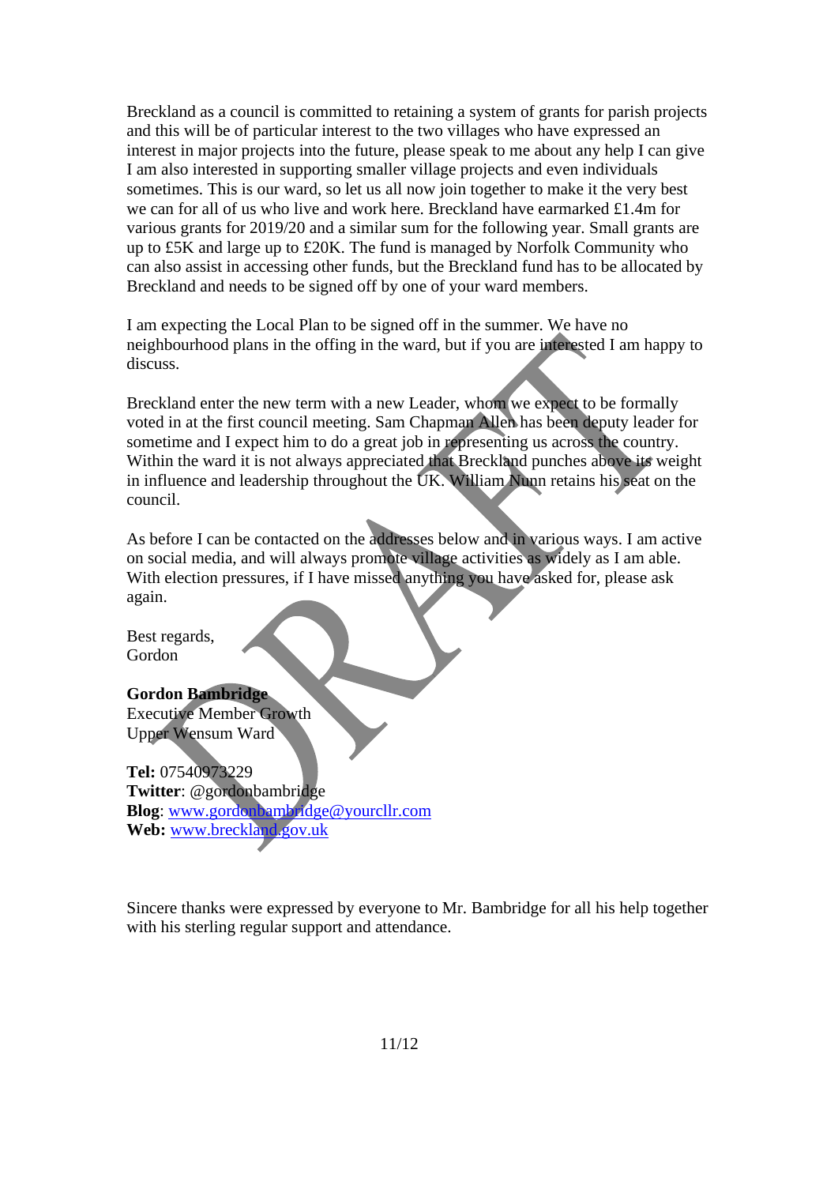Breckland as a council is committed to retaining a system of grants for parish projects and this will be of particular interest to the two villages who have expressed an interest in major projects into the future, please speak to me about any help I can give I am also interested in supporting smaller village projects and even individuals sometimes. This is our ward, so let us all now join together to make it the very best we can for all of us who live and work here. Breckland have earmarked £1.4m for various grants for 2019/20 and a similar sum for the following year. Small grants are up to £5K and large up to £20K. The fund is managed by Norfolk Community who can also assist in accessing other funds, but the Breckland fund has to be allocated by Breckland and needs to be signed off by one of your ward members.

I am expecting the Local Plan to be signed off in the summer. We have no neighbourhood plans in the offing in the ward, but if you are interested I am happy to discuss.

Breckland enter the new term with a new Leader, whom we expect to be formally voted in at the first council meeting. Sam Chapman Allen has been deputy leader for sometime and I expect him to do a great job in representing us across the country. Within the ward it is not always appreciated that Breckland punches above its weight in influence and leadership throughout the UK. William Nunn retains his seat on the council.

As before I can be contacted on the addresses below and in various ways. I am active on social media, and will always promote village activities as widely as I am able. With election pressures, if I have missed anything you have asked for, please ask again.

Best regards,
Gordon

**Gordon Bambridge**
Executive Member Growth
Upper Wensum Ward

**Tel:** 07540973229
**Twitter**: @gordonbambridge
**Blog**: www.gordonbambridge@yourcllr.com
**Web:** www.breckland.gov.uk

Sincere thanks were expressed by everyone to Mr. Bambridge for all his help together with his sterling regular support and attendance.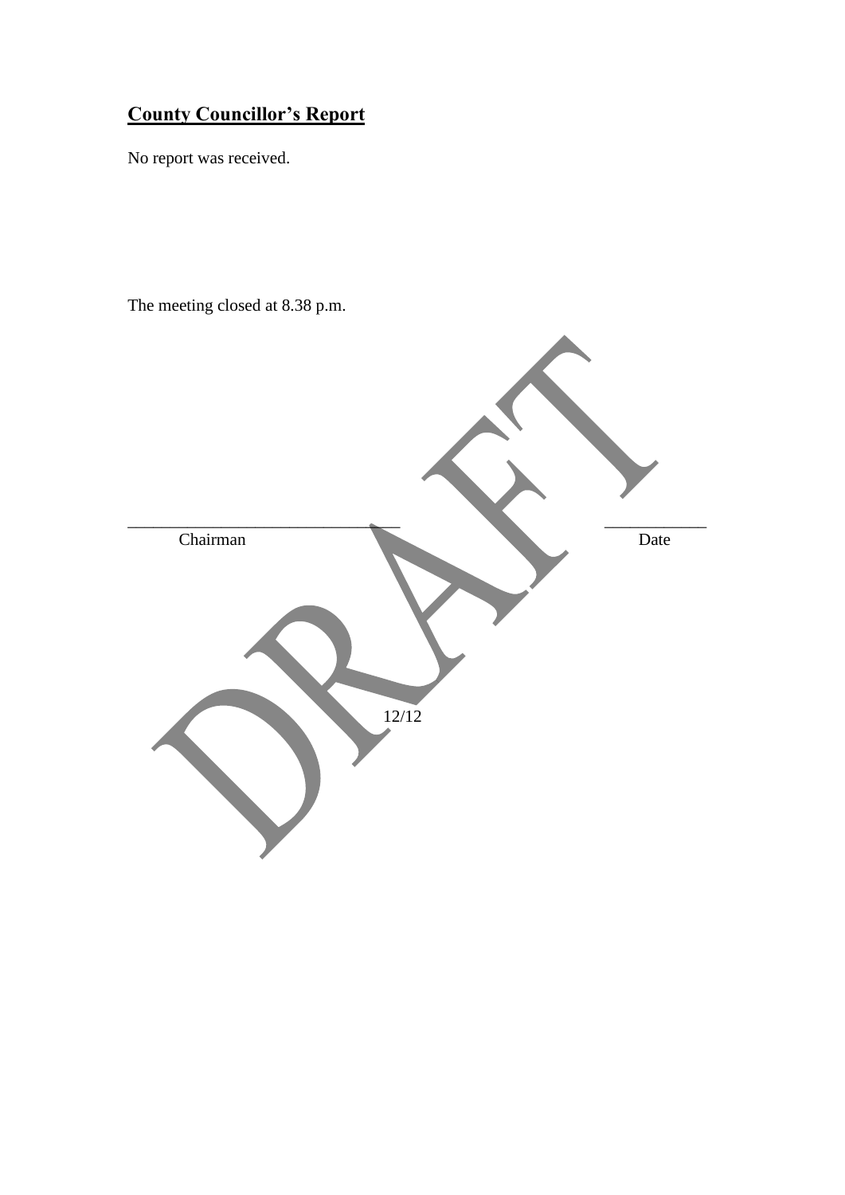## County Councillor's Report

No report was received.

The meeting closed at 8.38 p.m.

\_\_\_\_\_\_\_\_\_\_\_\_\_\_\_\_\_\_\_\_\_\_\_\_\_\_\_\_\_\_ \_\_\_\_\_\_\_\_\_\_\_

Chairman Date

DRAFT